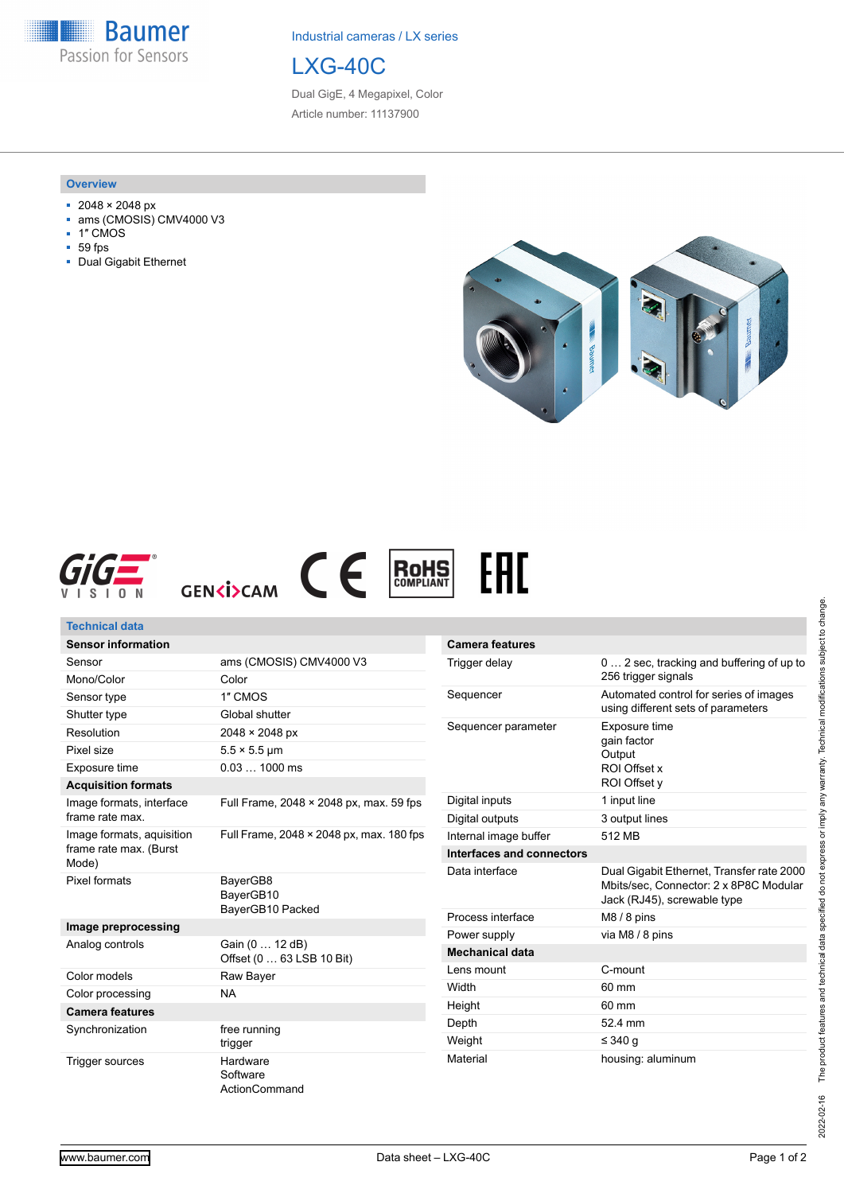Industrial cameras / LX series

# LXG-40C

Dual GigE, 4 Megapixel, Color

Article number: 11137900

## Overview

- 2048 × 2048 px
- ams (CMOSIS) CMV4000 V3
- 1″ CMOS
- 59 fps
- Dual Gigabit Ethernet

## Technical data

| **Sensor information** | |
|---|---|
| Sensor | ams (CMOSIS) CMV4000 V3 |
| Mono/Color | Color |
| Sensor type | 1″ CMOS |
| Shutter type | Global shutter |
| Resolution | 2048 × 2048 px |
| Pixel size | 5.5 × 5.5 µm |
| Exposure time | 0.03 … 1000 ms |
| **Acquisition formats** | |
| Image formats, interface frame rate max. | Full Frame, 2048 × 2048 px, max. 59 fps |
| Image formats, aquisition frame rate max. (Burst Mode) | Full Frame, 2048 × 2048 px, max. 180 fps |
| Pixel formats | BayerGB8<br>BayerGB10<br>BayerGB10 Packed |
| **Image preprocessing** | |
| Analog controls | Gain (0 … 12 dB)<br>Offset (0 … 63 LSB 10 Bit) |
| Color models | Raw Bayer |
| Color processing | NA |
| **Camera features** | |
| Synchronization | free running<br>trigger |
| Trigger sources | Hardware<br>Software<br>ActionCommand |
| Trigger delay | 0 … 2 sec, tracking and buffering of up to 256 trigger signals |
| Sequencer | Automated control for series of images using different sets of parameters |
| Sequencer parameter | Exposure time<br>gain factor<br>Output<br>ROI Offset x<br>ROI Offset y |
| Digital inputs | 1 input line |
| Digital outputs | 3 output lines |
| Internal image buffer | 512 MB |
| **Interfaces and connectors** | |
| Data interface | Dual Gigabit Ethernet, Transfer rate 2000 Mbits/sec, Connector: 2 x 8P8C Modular Jack (RJ45), screwable type |
| Process interface | M8 / 8 pins |
| Power supply | via M8 / 8 pins |
| **Mechanical data** | |
| Lens mount | C-mount |
| Width | 60 mm |
| Height | 60 mm |
| Depth | 52.4 mm |
| Weight | ≤ 340 g |
| Material | housing: aluminum |

2022-02-16 The product features and technical data specified do not express or imply any warranty. Technical modifications subject to change.

www.baumer.com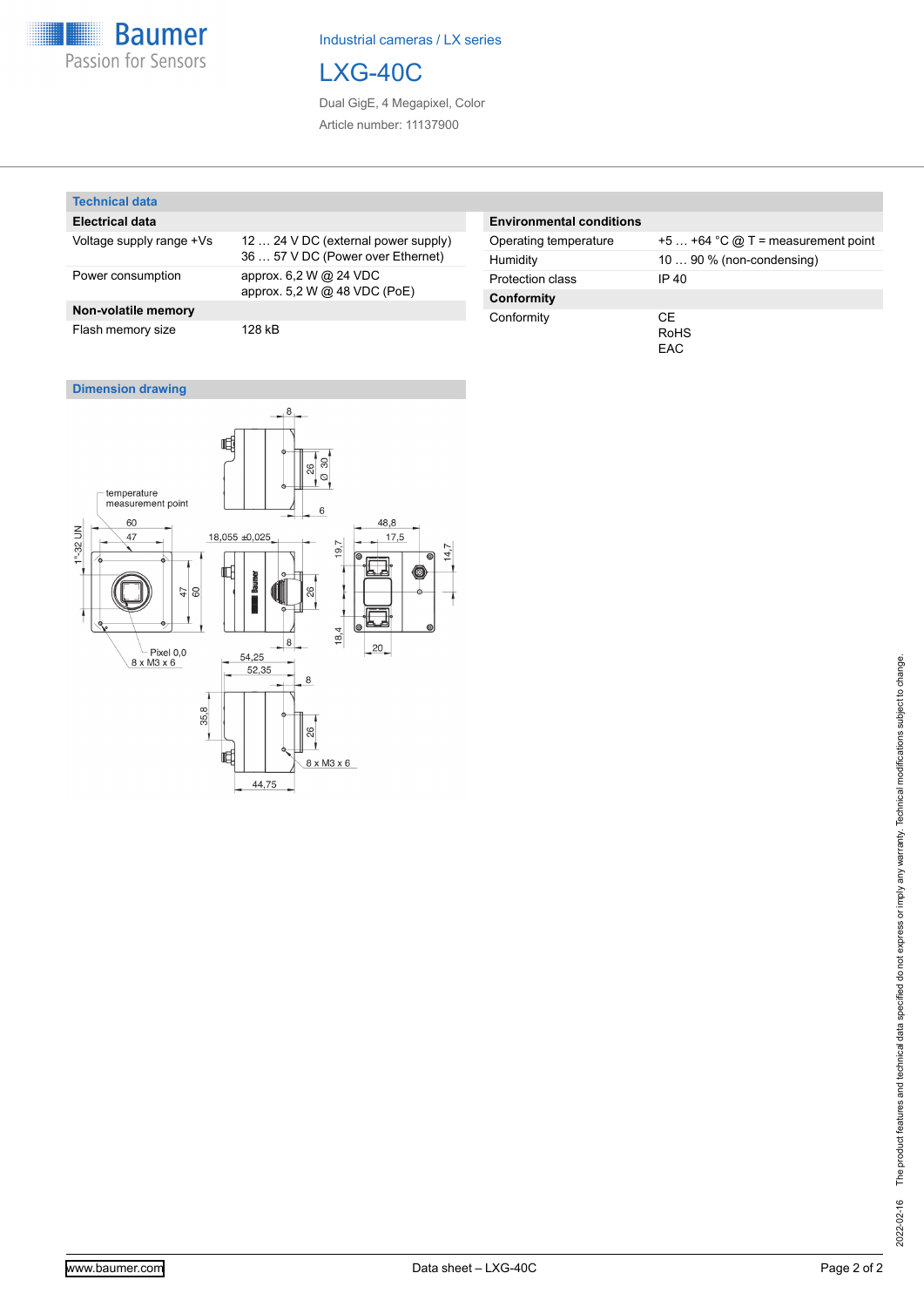Industrial cameras / LX series

# LXG-40C

Dual GigE, 4 Megapixel, Color

Article number: 11137900

## Technical data

| Electrical data | |
|---|---|
| Voltage supply range +Vs | 12 … 24 V DC (external power supply)<br>36 … 57 V DC (Power over Ethernet) |
| Power consumption | approx. 6,2 W @ 24 VDC<br>approx. 5,2 W @ 48 VDC (PoE) |
| **Non-volatile memory** | |
| Flash memory size | 128 kB |

| Environmental conditions | |
|---|---|
| Operating temperature | +5 … +64 °C @ T = measurement point |
| Humidity | 10 … 90 % (non-condensing) |
| Protection class | IP 40 |
| **Conformity** | |
| Conformity | CE<br>RoHS<br>EAC |

## Dimension drawing

temperature measurement point

60
47
1"-32 UN
47
60
Pixel 0,0
8 x M3 x 6
8
26
Ø 30
6
18,055 ±0,025
26
8
54,25
52,35
48,8
17,5
19,7
14,7
18,4
20
8
35,8
26
8 x M3 x 6
44,75

The product features and technical data specified do not express or imply any warranty. Technical modifications subject to change.

2022-02-16

www.baumer.com | Data sheet – LXG-40C